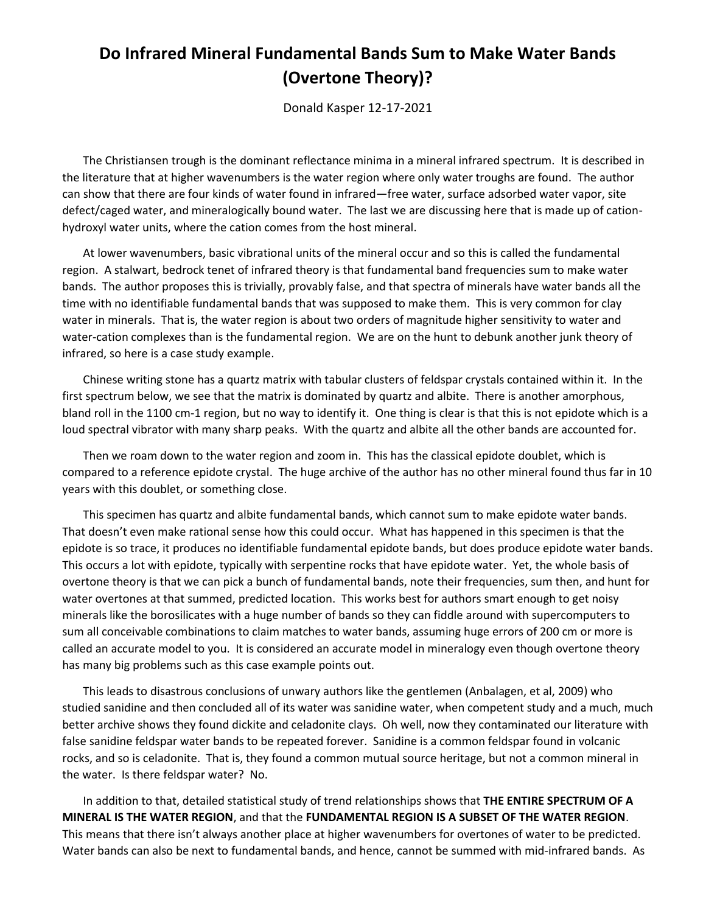# Do Infrared Mineral Fundamental Bands Sum to Make Water Bands (Overtone Theory)?

Donald Kasper 12-17-2021

The Christiansen trough is the dominant reflectance minima in a mineral infrared spectrum. It is described in the literature that at higher wavenumbers is the water region where only water troughs are found. The author can show that there are four kinds of water found in infrared—free water, surface adsorbed water vapor, site defect/caged water, and mineralogically bound water. The last we are discussing here that is made up of cation-hydroxyl water units, where the cation comes from the host mineral.

At lower wavenumbers, basic vibrational units of the mineral occur and so this is called the fundamental region. A stalwart, bedrock tenet of infrared theory is that fundamental band frequencies sum to make water bands. The author proposes this is trivially, provably false, and that spectra of minerals have water bands all the time with no identifiable fundamental bands that was supposed to make them. This is very common for clay water in minerals. That is, the water region is about two orders of magnitude higher sensitivity to water and water-cation complexes than is the fundamental region. We are on the hunt to debunk another junk theory of infrared, so here is a case study example.

Chinese writing stone has a quartz matrix with tabular clusters of feldspar crystals contained within it. In the first spectrum below, we see that the matrix is dominated by quartz and albite. There is another amorphous, bland roll in the 1100 cm-1 region, but no way to identify it. One thing is clear is that this is not epidote which is a loud spectral vibrator with many sharp peaks. With the quartz and albite all the other bands are accounted for.

Then we roam down to the water region and zoom in. This has the classical epidote doublet, which is compared to a reference epidote crystal. The huge archive of the author has no other mineral found thus far in 10 years with this doublet, or something close.

This specimen has quartz and albite fundamental bands, which cannot sum to make epidote water bands. That doesn't even make rational sense how this could occur. What has happened in this specimen is that the epidote is so trace, it produces no identifiable fundamental epidote bands, but does produce epidote water bands. This occurs a lot with epidote, typically with serpentine rocks that have epidote water. Yet, the whole basis of overtone theory is that we can pick a bunch of fundamental bands, note their frequencies, sum then, and hunt for water overtones at that summed, predicted location. This works best for authors smart enough to get noisy minerals like the borosilicates with a huge number of bands so they can fiddle around with supercomputers to sum all conceivable combinations to claim matches to water bands, assuming huge errors of 200 cm or more is called an accurate model to you. It is considered an accurate model in mineralogy even though overtone theory has many big problems such as this case example points out.

This leads to disastrous conclusions of unwary authors like the gentlemen (Anbalagen, et al, 2009) who studied sanidine and then concluded all of its water was sanidine water, when competent study and a much, much better archive shows they found dickite and celadonite clays. Oh well, now they contaminated our literature with false sanidine feldspar water bands to be repeated forever. Sanidine is a common feldspar found in volcanic rocks, and so is celadonite. That is, they found a common mutual source heritage, but not a common mineral in the water. Is there feldspar water? No.

In addition to that, detailed statistical study of trend relationships shows that **THE ENTIRE SPECTRUM OF A MINERAL IS THE WATER REGION**, and that the **FUNDAMENTAL REGION IS A SUBSET OF THE WATER REGION**. This means that there isn't always another place at higher wavenumbers for overtones of water to be predicted. Water bands can also be next to fundamental bands, and hence, cannot be summed with mid-infrared bands. As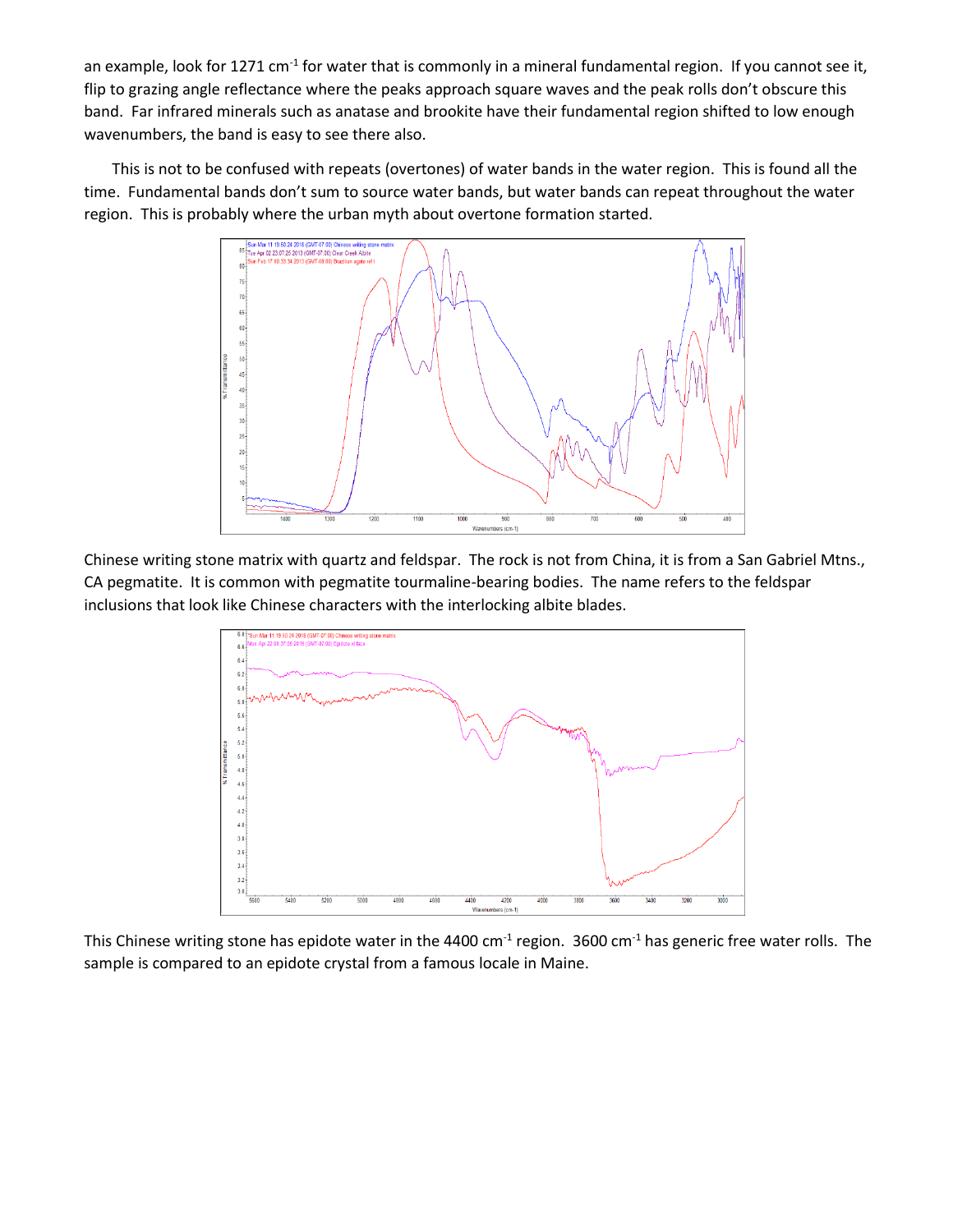an example, look for 1271 $cm^{-1}$ for water that is commonly in a mineral fundamental region. If you cannot see it, flip to grazing angle reflectance where the peaks approach square waves and the peak rolls don't obscure this band. Far infrared minerals such as anatase and brookite have their fundamental region shifted to low enough wavenumbers, the band is easy to see there also.

This is not to be confused with repeats (overtones) of water bands in the water region. This is found all the time. Fundamental bands don't sum to source water bands, but water bands can repeat throughout the water region. This is probably where the urban myth about overtone formation started.

Chinese writing stone matrix with quartz and feldspar. The rock is not from China, it is from a San Gabriel Mtns., CA pegmatite. It is common with pegmatite tourmaline-bearing bodies. The name refers to the feldspar inclusions that look like Chinese characters with the interlocking albite blades.

This Chinese writing stone has epidote water in the 4400 $cm^{-1}$ region. 3600 $cm^{-1}$ has generic free water rolls. The sample is compared to an epidote crystal from a famous locale in Maine.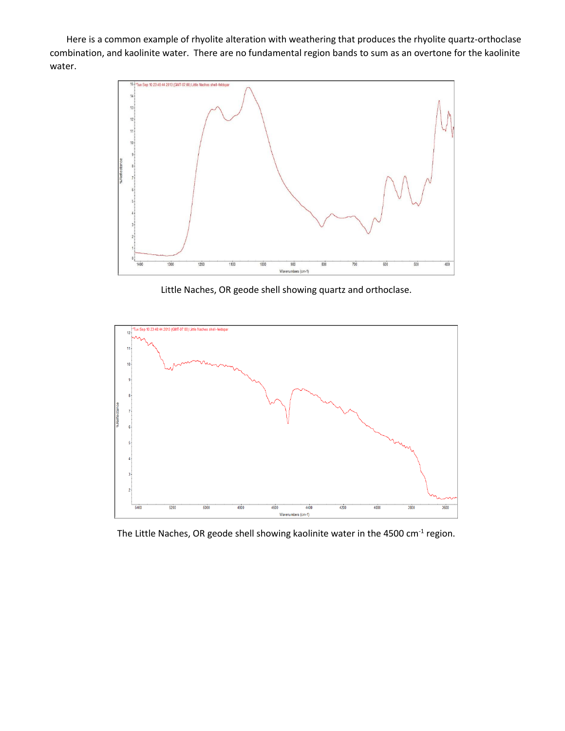Here is a common example of rhyolite alteration with weathering that produces the rhyolite quartz-orthoclase combination, and kaolinite water. There are no fundamental region bands to sum as an overtone for the kaolinite water.

*Tue Sep 10 23:48:44 2013 (GMT-07:00) Little Naches shell--feldspar

%Reflectance

Wavenumbers (cm-1)

1400 1300 1200 1100 1000 900 800 700 600 500 400

Little Naches, OR geode shell showing quartz and orthoclase.

*Tue Sep 10 23:48:44 2013 (GMT-07:00) Little Naches shell--feldspar

%Reflectance

Wavenumbers (cm-1)

5400 5200 5000 4800 4600 4400 4200 4000 3800 3600

The Little Naches, OR geode shell showing kaolinite water in the 4500 $cm^{-1}$ region.